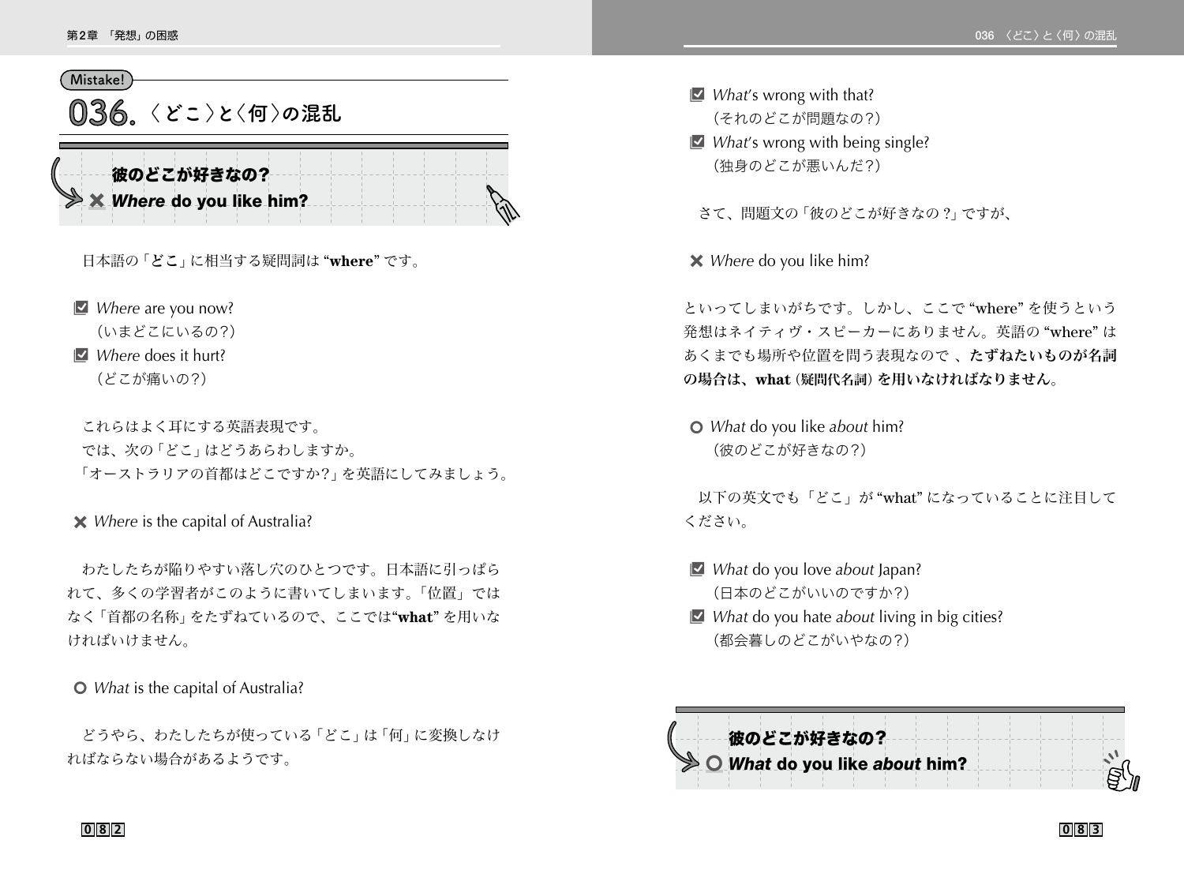Mistake!

# 036. 〈どこ〉と〈何〉の混乱

**彼のどこが好きなの?**
✖ ***Where* do you like him?**

日本語の「**どこ**」に相当する疑問詞は “**where**” です。

☑ *Where* are you now?
（いまどこにいるの?）
☑ *Where* does it hurt?
（どこが痛いの?）

これらはよく耳にする英語表現です。
では、次の「どこ」はどうあらわしますか。
「オーストラリアの首都はどこですか?」を英語にしてみましょう。

✖ *Where* is the capital of Australia?

わたしたちが陥りやすい落し穴のひとつです。日本語に引っぱられて、多くの学習者がこのように書いてしまいます。「位置」ではなく「首都の名称」をたずねているので、ここでは“**what**” を用いなければいけません。

○ *What* is the capital of Australia?

どうやら、わたしたちが使っている「どこ」は「何」に変換しなければならない場合があるようです。

☑ *What*'s wrong with that?
（それのどこが問題なの?）
☑ *What*'s wrong with being single?
（独身のどこが悪いんだ?）

さて、問題文の「彼のどこが好きなの?」ですが、

✖ *Where* do you like him?

といってしまいがちです。しかし、ここで “where” を使うという発想はネイティヴ・スピーカーにありません。英語の “where” はあくまでも場所や位置を問う表現なので 、**たずねたいものが名詞の場合は、what（疑問代名詞）を用いなければなりません**。

○ *What* do you like *about* him?
（彼のどこが好きなの?）

以下の英文でも「どこ」が “what” になっていることに注目してください。

☑ *What* do you love *about* Japan?
（日本のどこがいいのですか?）
☑ *What* do you hate *about* living in big cities?
（都会暮しのどこがいやなの?）

**彼のどこが好きなの?**
○ ***What* do you like *about* him?**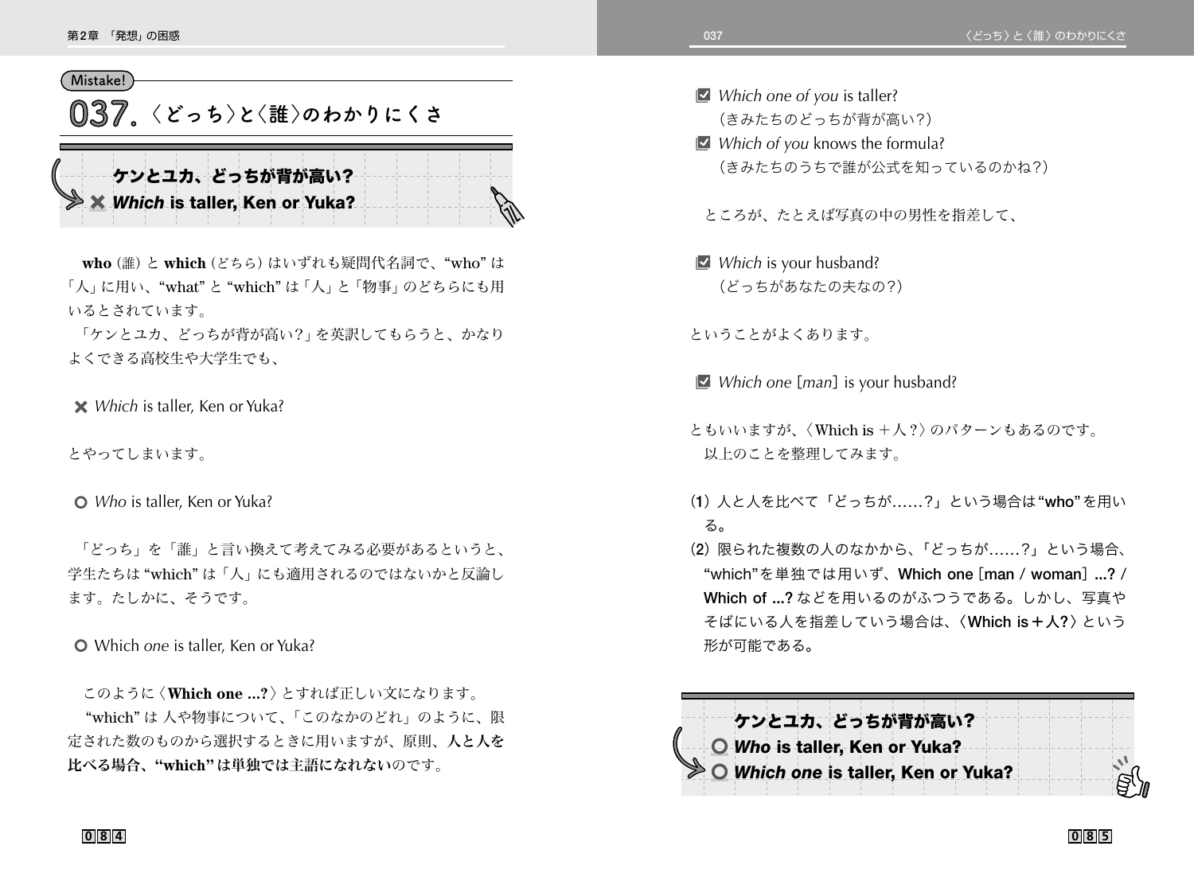Mistake!

# 037. 〈どっち〉と〈誰〉のわかりにくさ

**ケンとユカ、どっちが背が高い？**
**✖ *Which* is taller, Ken or Yuka?**

**who**（誰）と **which**（どちら）はいずれも疑問代名詞で、“who” は「人」に用い、“what” と “which” は「人」と「物事」のどちらにも用いるとされています。

「ケンとユカ、どっちが背が高い?」を英訳してもらうと、かなりよくできる高校生や大学生でも、

✖ *Which* is taller, Ken or Yuka?

とやってしまいます。

○ *Who* is taller, Ken or Yuka?

「どっち」を「誰」と言い換えて考えてみる必要があるというと、学生たちは “which” は「人」にも適用されるのではないかと反論します。たしかに、そうです。

○ Which *one* is taller, Ken or Yuka?

このように〈**Which one ...?**〉とすれば正しい文になります。

“which” は人や物事について、「このなかのどれ」のように、限定された数のものから選択するときに用いますが、原則、**人と人を比べる場合、“which” は単独では主語になれない**のです。

☑ *Which one of you* is taller?
（きみたちのどっちが背が高い?）

☑ *Which of you* knows the formula?
（きみたちのうちで誰が公式を知っているのかね?）

ところが、たとえば写真の中の男性を指差して、

☑ *Which* is your husband?
（どっちがあなたの夫なの?）

ということがよくあります。

☑ *Which one* [*man*] is your husband?

ともいいますが、〈Which is ＋人?〉のパターンもあるのです。

以上のことを整理してみます。

(1) 人と人を比べて「どっちが……?」という場合は “who” を用いる。

(2) 限られた複数の人のなかから、「どっちが……?」という場合、“which” を単独では用いず、Which one [man / woman] ...? / Which of ...? などを用いるのがふつうである。しかし、写真やそばにいる人を指差していう場合は、〈Which is＋人?〉という形が可能である。

**ケンとユカ、どっちが背が高い？**
**○ *Who* is taller, Ken or Yuka?**
**○ *Which one* is taller, Ken or Yuka?**